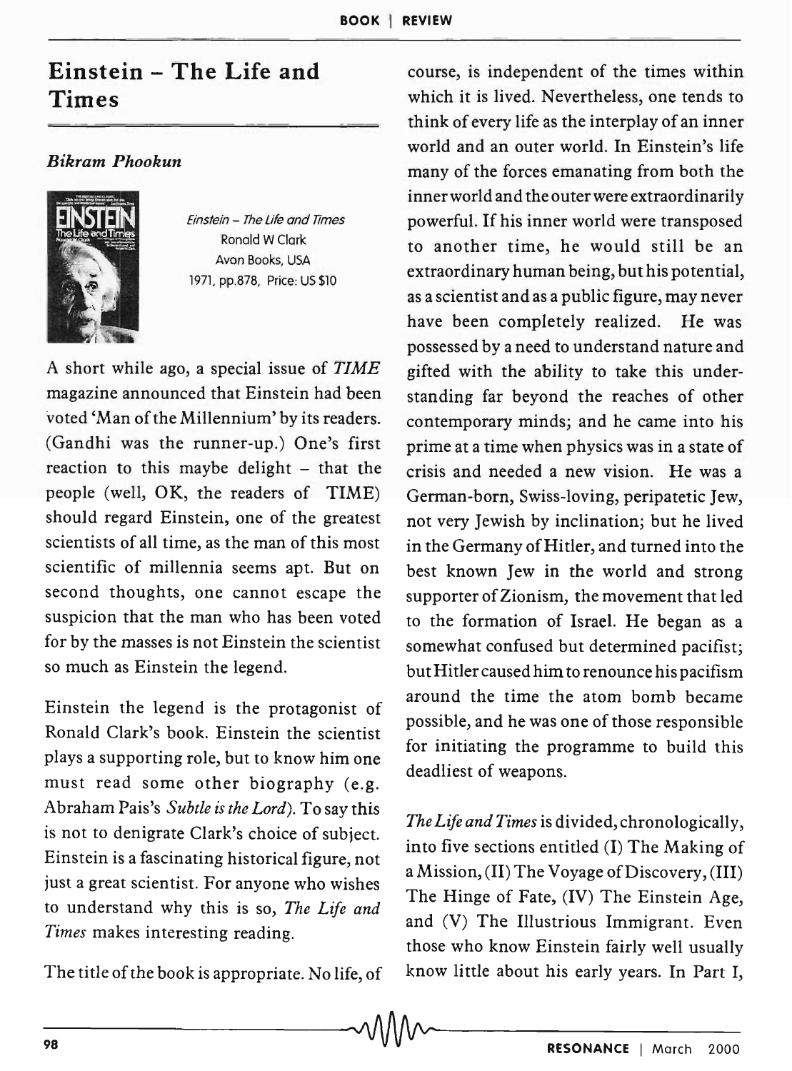# Einstein – The Life and Times

*Bikram Phookun*

*Einstein – The Life and Times*
Ronald W Clark
Avon Books, USA
1971, pp.878, Price: US $10

A short while ago, a special issue of *TIME* magazine announced that Einstein had been voted 'Man of the Millennium' by its readers. (Gandhi was the runner-up.) One's first reaction to this maybe delight – that the people (well, OK, the readers of TIME) should regard Einstein, one of the greatest scientists of all time, as the man of this most scientific of millennia seems apt. But on second thoughts, one cannot escape the suspicion that the man who has been voted for by the masses is not Einstein the scientist so much as Einstein the legend.

Einstein the legend is the protagonist of Ronald Clark's book. Einstein the scientist plays a supporting role, but to know him one must read some other biography (e.g. Abraham Pais's *Subtle is the Lord*). To say this is not to denigrate Clark's choice of subject. Einstein is a fascinating historical figure, not just a great scientist. For anyone who wishes to understand why this is so, *The Life and Times* makes interesting reading.

The title of the book is appropriate. No life, of course, is independent of the times within which it is lived. Nevertheless, one tends to think of every life as the interplay of an inner world and an outer world. In Einstein's life many of the forces emanating from both the inner world and the outer were extraordinarily powerful. If his inner world were transposed to another time, he would still be an extraordinary human being, but his potential, as a scientist and as a public figure, may never have been completely realized. He was possessed by a need to understand nature and gifted with the ability to take this understanding far beyond the reaches of other contemporary minds; and he came into his prime at a time when physics was in a state of crisis and needed a new vision. He was a German-born, Swiss-loving, peripatetic Jew, not very Jewish by inclination; but he lived in the Germany of Hitler, and turned into the best known Jew in the world and strong supporter of Zionism, the movement that led to the formation of Israel. He began as a somewhat confused but determined pacifist; but Hitler caused him to renounce his pacifism around the time the atom bomb became possible, and he was one of those responsible for initiating the programme to build this deadliest of weapons.

*The Life and Times* is divided, chronologically, into five sections entitled (I) The Making of a Mission, (II) The Voyage of Discovery, (III) The Hinge of Fate, (IV) The Einstein Age, and (V) The Illustrious Immigrant. Even those who know Einstein fairly well usually know little about his early years. In Part I,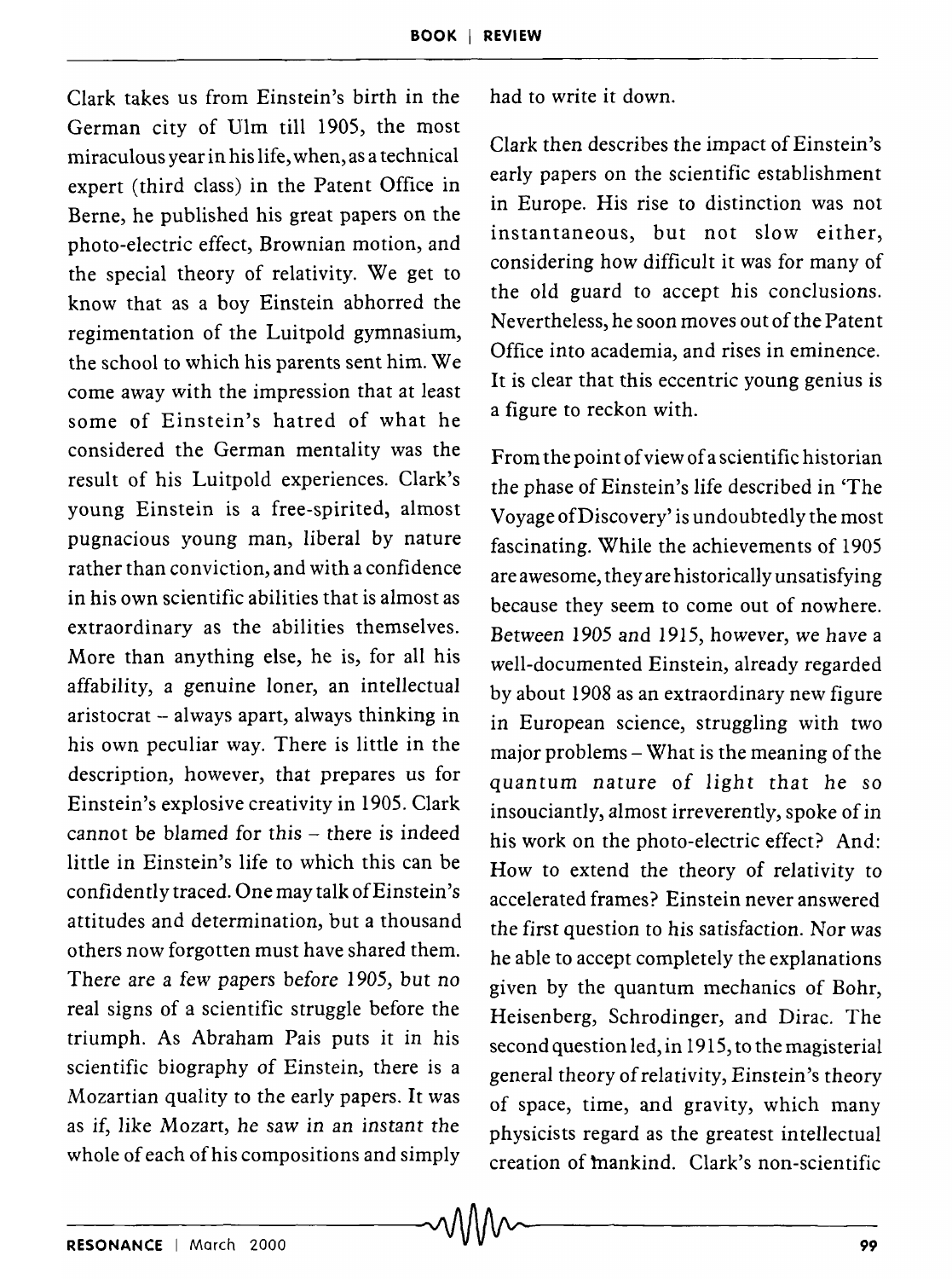Clark takes us from Einstein's birth in the German city of Ulm till 1905, the most miraculous year in his life, when, as a technical expert (third class) in the Patent Office in Berne, he published his great papers on the photo-electric effect, Brownian motion, and the special theory of relativity. We get to know that as a boy Einstein abhorred the regimentation of the Luitpold gymnasium, the school to which his parents sent him. We come away with the impression that at least some of Einstein's hatred of what he considered the German mentality was the result of his Luitpold experiences. Clark's young Einstein is a free-spirited, almost pugnacious young man, liberal by nature rather than conviction, and with a confidence in his own scientific abilities that is almost as extraordinary as the abilities themselves. More than anything else, he is, for all his affability, a genuine loner, an intellectual aristocrat – always apart, always thinking in his own peculiar way. There is little in the description, however, that prepares us for Einstein's explosive creativity in 1905. Clark cannot be blamed for this – there is indeed little in Einstein's life to which this can be confidently traced. One may talk of Einstein's attitudes and determination, but a thousand others now forgotten must have shared them. There are a few papers before 1905, but no real signs of a scientific struggle before the triumph. As Abraham Pais puts it in his scientific biography of Einstein, there is a Mozartian quality to the early papers. It was as if, like Mozart, he saw in an instant the whole of each of his compositions and simply had to write it down.

Clark then describes the impact of Einstein's early papers on the scientific establishment in Europe. His rise to distinction was not instantaneous, but not slow either, considering how difficult it was for many of the old guard to accept his conclusions. Nevertheless, he soon moves out of the Patent Office into academia, and rises in eminence. It is clear that this eccentric young genius is a figure to reckon with.

From the point of view of a scientific historian the phase of Einstein's life described in 'The Voyage of Discovery' is undoubtedly the most fascinating. While the achievements of 1905 are awesome, they are historically unsatisfying because they seem to come out of nowhere. Between 1905 and 1915, however, we have a well-documented Einstein, already regarded by about 1908 as an extraordinary new figure in European science, struggling with two major problems – What is the meaning of the quantum nature of light that he so insouciantly, almost irreverently, spoke of in his work on the photo-electric effect? And: How to extend the theory of relativity to accelerated frames? Einstein never answered the first question to his satisfaction. Nor was he able to accept completely the explanations given by the quantum mechanics of Bohr, Heisenberg, Schrodinger, and Dirac. The second question led, in 1915, to the magisterial general theory of relativity, Einstein's theory of space, time, and gravity, which many physicists regard as the greatest intellectual creation of mankind. Clark's non-scientific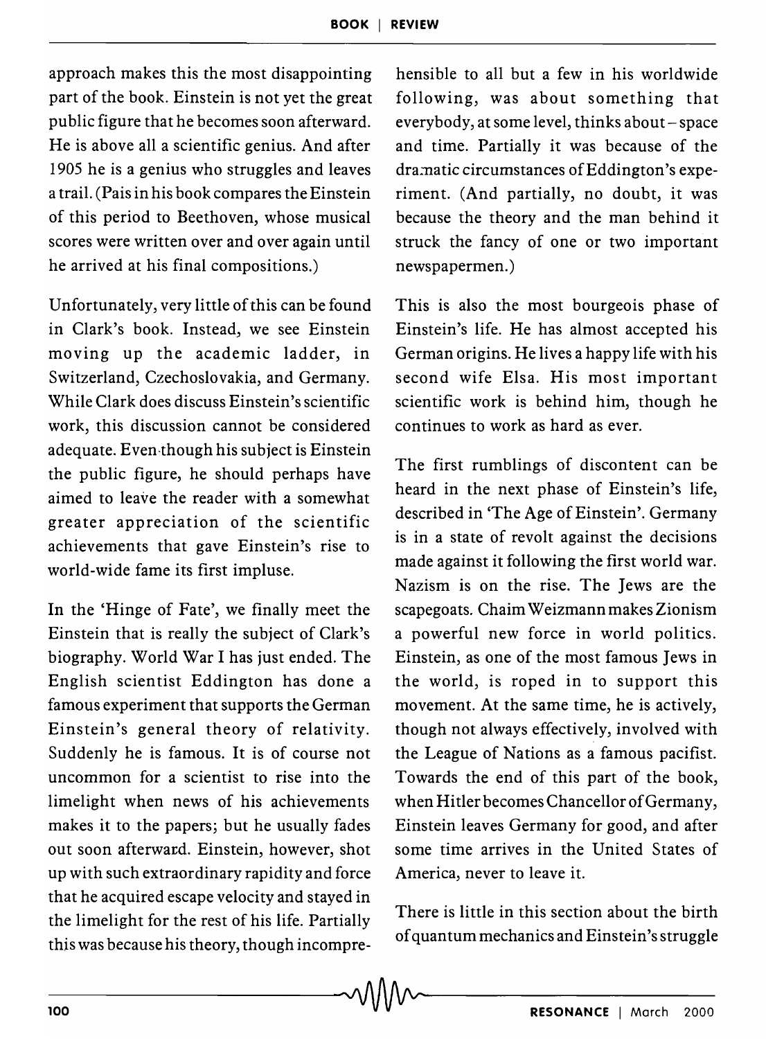approach makes this the most disappointing part of the book. Einstein is not yet the great public figure that he becomes soon afterward. He is above all a scientific genius. And after 1905 he is a genius who struggles and leaves a trail. (Pais in his book compares the Einstein of this period to Beethoven, whose musical scores were written over and over again until he arrived at his final compositions.)

Unfortunately, very little of this can be found in Clark's book. Instead, we see Einstein moving up the academic ladder, in Switzerland, Czechoslovakia, and Germany. While Clark does discuss Einstein's scientific work, this discussion cannot be considered adequate. Even though his subject is Einstein the public figure, he should perhaps have aimed to leave the reader with a somewhat greater appreciation of the scientific achievements that gave Einstein's rise to world-wide fame its first impluse.

In the 'Hinge of Fate', we finally meet the Einstein that is really the subject of Clark's biography. World War I has just ended. The English scientist Eddington has done a famous experiment that supports the German Einstein's general theory of relativity. Suddenly he is famous. It is of course not uncommon for a scientist to rise into the limelight when news of his achievements makes it to the papers; but he usually fades out soon afterward. Einstein, however, shot up with such extraordinary rapidity and force that he acquired escape velocity and stayed in the limelight for the rest of his life. Partially this was because his theory, though incomprehensible to all but a few in his worldwide following, was about something that everybody, at some level, thinks about – space and time. Partially it was because of the dramatic circumstances of Eddington's experiment. (And partially, no doubt, it was because the theory and the man behind it struck the fancy of one or two important newspapermen.)

This is also the most bourgeois phase of Einstein's life. He has almost accepted his German origins. He lives a happy life with his second wife Elsa. His most important scientific work is behind him, though he continues to work as hard as ever.

The first rumblings of discontent can be heard in the next phase of Einstein's life, described in 'The Age of Einstein'. Germany is in a state of revolt against the decisions made against it following the first world war. Nazism is on the rise. The Jews are the scapegoats. Chaim Weizmann makes Zionism a powerful new force in world politics. Einstein, as one of the most famous Jews in the world, is roped in to support this movement. At the same time, he is actively, though not always effectively, involved with the League of Nations as a famous pacifist. Towards the end of this part of the book, when Hitler becomes Chancellor of Germany, Einstein leaves Germany for good, and after some time arrives in the United States of America, never to leave it.

There is little in this section about the birth of quantum mechanics and Einstein's struggle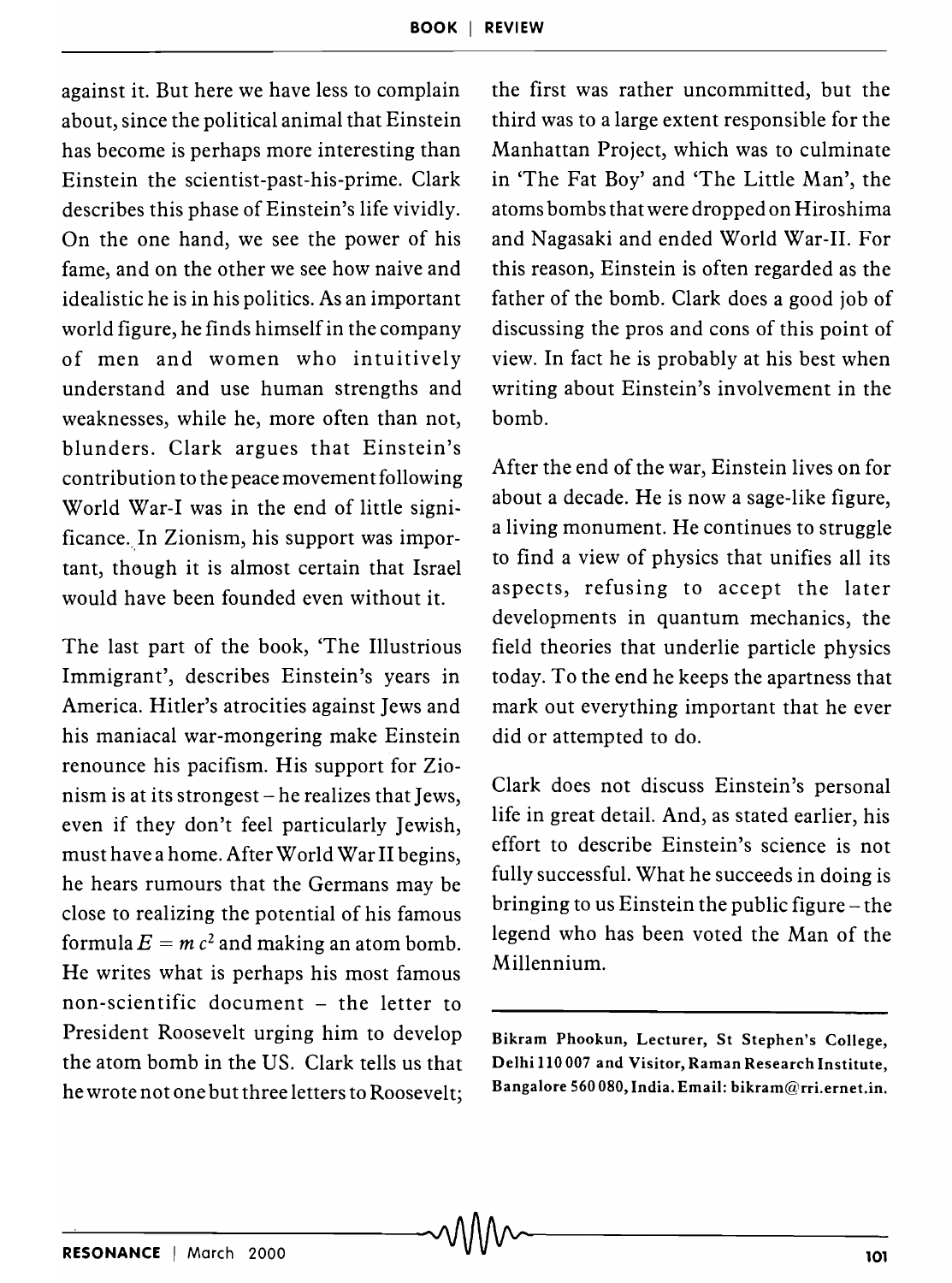against it. But here we have less to complain about, since the political animal that Einstein has become is perhaps more interesting than Einstein the scientist-past-his-prime. Clark describes this phase of Einstein's life vividly. On the one hand, we see the power of his fame, and on the other we see how naive and idealistic he is in his politics. As an important world figure, he finds himself in the company of men and women who intuitively understand and use human strengths and weaknesses, while he, more often than not, blunders. Clark argues that Einstein's contribution to the peace movement following World War-I was in the end of little significance. In Zionism, his support was important, though it is almost certain that Israel would have been founded even without it.

The last part of the book, 'The Illustrious Immigrant', describes Einstein's years in America. Hitler's atrocities against Jews and his maniacal war-mongering make Einstein renounce his pacifism. His support for Zionism is at its strongest – he realizes that Jews, even if they don't feel particularly Jewish, must have a home. After World War II begins, he hears rumours that the Germans may be close to realizing the potential of his famous formula $E = m c^2$ and making an atom bomb. He writes what is perhaps his most famous non-scientific document – the letter to President Roosevelt urging him to develop the atom bomb in the US. Clark tells us that he wrote not one but three letters to Roosevelt; the first was rather uncommitted, but the third was to a large extent responsible for the Manhattan Project, which was to culminate in 'The Fat Boy' and 'The Little Man', the atoms bombs that were dropped on Hiroshima and Nagasaki and ended World War-II. For this reason, Einstein is often regarded as the father of the bomb. Clark does a good job of discussing the pros and cons of this point of view. In fact he is probably at his best when writing about Einstein's involvement in the bomb.

After the end of the war, Einstein lives on for about a decade. He is now a sage-like figure, a living monument. He continues to struggle to find a view of physics that unifies all its aspects, refusing to accept the later developments in quantum mechanics, the field theories that underlie particle physics today. To the end he keeps the apartness that mark out everything important that he ever did or attempted to do.

Clark does not discuss Einstein's personal life in great detail. And, as stated earlier, his effort to describe Einstein's science is not fully successful. What he succeeds in doing is bringing to us Einstein the public figure – the legend who has been voted the Man of the Millennium.

---

**Bikram Phookun, Lecturer, St Stephen's College, Delhi 110 007 and Visitor, Raman Research Institute, Bangalore 560 080, India. Email: bikram@rri.ernet.in.**